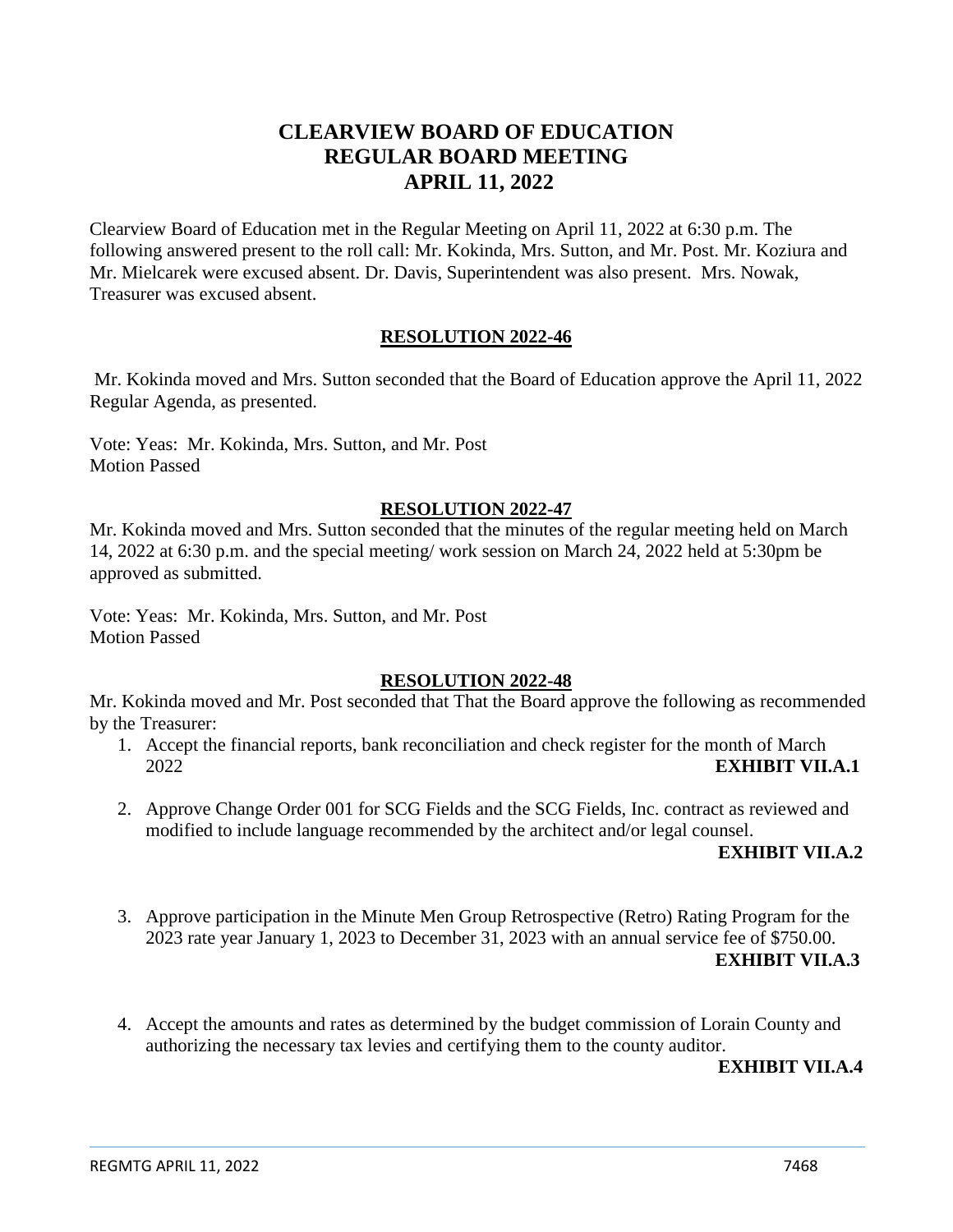# CLEARVIEW BOARD OF EDUCATION
# REGULAR BOARD MEETING
# APRIL 11, 2022

Clearview Board of Education met in the Regular Meeting on April 11, 2022 at 6:30 p.m. The following answered present to the roll call: Mr. Kokinda, Mrs. Sutton, and Mr. Post. Mr. Koziura and Mr. Mielcarek were excused absent. Dr. Davis, Superintendent was also present. Mrs. Nowak, Treasurer was excused absent.

**RESOLUTION 2022-46**

Mr. Kokinda moved and Mrs. Sutton seconded that the Board of Education approve the April 11, 2022 Regular Agenda, as presented.

Vote: Yeas: Mr. Kokinda, Mrs. Sutton, and Mr. Post
Motion Passed

**RESOLUTION 2022-47**

Mr. Kokinda moved and Mrs. Sutton seconded that the minutes of the regular meeting held on March 14, 2022 at 6:30 p.m. and the special meeting/ work session on March 24, 2022 held at 5:30pm be approved as submitted.

Vote: Yeas: Mr. Kokinda, Mrs. Sutton, and Mr. Post
Motion Passed

**RESOLUTION 2022-48**

Mr. Kokinda moved and Mr. Post seconded that That the Board approve the following as recommended by the Treasurer:

1. Accept the financial reports, bank reconciliation and check register for the month of March 2022 **EXHIBIT VII.A.1**

2. Approve Change Order 001 for SCG Fields and the SCG Fields, Inc. contract as reviewed and modified to include language recommended by the architect and/or legal counsel. **EXHIBIT VII.A.2**

3. Approve participation in the Minute Men Group Retrospective (Retro) Rating Program for the 2023 rate year January 1, 2023 to December 31, 2023 with an annual service fee of $750.00. **EXHIBIT VII.A.3**

4. Accept the amounts and rates as determined by the budget commission of Lorain County and authorizing the necessary tax levies and certifying them to the county auditor. **EXHIBIT VII.A.4**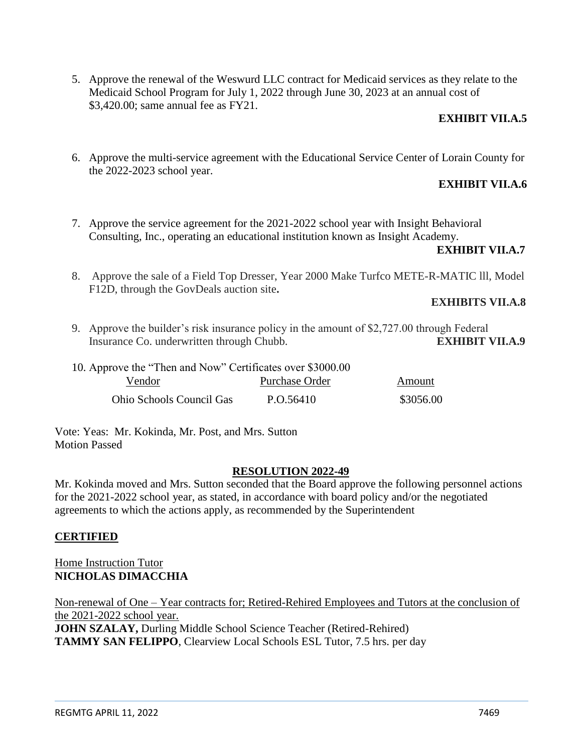5. Approve the renewal of the Weswurd LLC contract for Medicaid services as they relate to the Medicaid School Program for July 1, 2022 through June 30, 2023 at an annual cost of $3,420.00; same annual fee as FY21.

   **EXHIBIT VII.A.5**

6. Approve the multi-service agreement with the Educational Service Center of Lorain County for the 2022-2023 school year.

   **EXHIBIT VII.A.6**

7. Approve the service agreement for the 2021-2022 school year with Insight Behavioral Consulting, Inc., operating an educational institution known as Insight Academy.

   **EXHIBIT VII.A.7**

8. Approve the sale of a Field Top Dresser, Year 2000 Make Turfco METE-R-MATIC lll, Model F12D, through the GovDeals auction site**.**

   **EXHIBITS VII.A.8**

9. Approve the builder's risk insurance policy in the amount of $2,727.00 through Federal Insurance Co. underwritten through Chubb. **EXHIBIT VII.A.9**

10. Approve the "Then and Now" Certificates over $3000.00

| Vendor | Purchase Order | Amount |
|---|---|---|
| Ohio Schools Council Gas | P.O.56410 | $3056.00 |

Vote: Yeas: Mr. Kokinda, Mr. Post, and Mrs. Sutton
Motion Passed

## RESOLUTION 2022-49

Mr. Kokinda moved and Mrs. Sutton seconded that the Board approve the following personnel actions for the 2021-2022 school year, as stated, in accordance with board policy and/or the negotiated agreements to which the actions apply, as recommended by the Superintendent

### CERTIFIED

Home Instruction Tutor
**NICHOLAS DIMACCHIA**

Non-renewal of One – Year contracts for; Retired-Rehired Employees and Tutors at the conclusion of the 2021-2022 school year.
**JOHN SZALAY,** Durling Middle School Science Teacher (Retired-Rehired)
**TAMMY SAN FELIPPO**, Clearview Local Schools ESL Tutor, 7.5 hrs. per day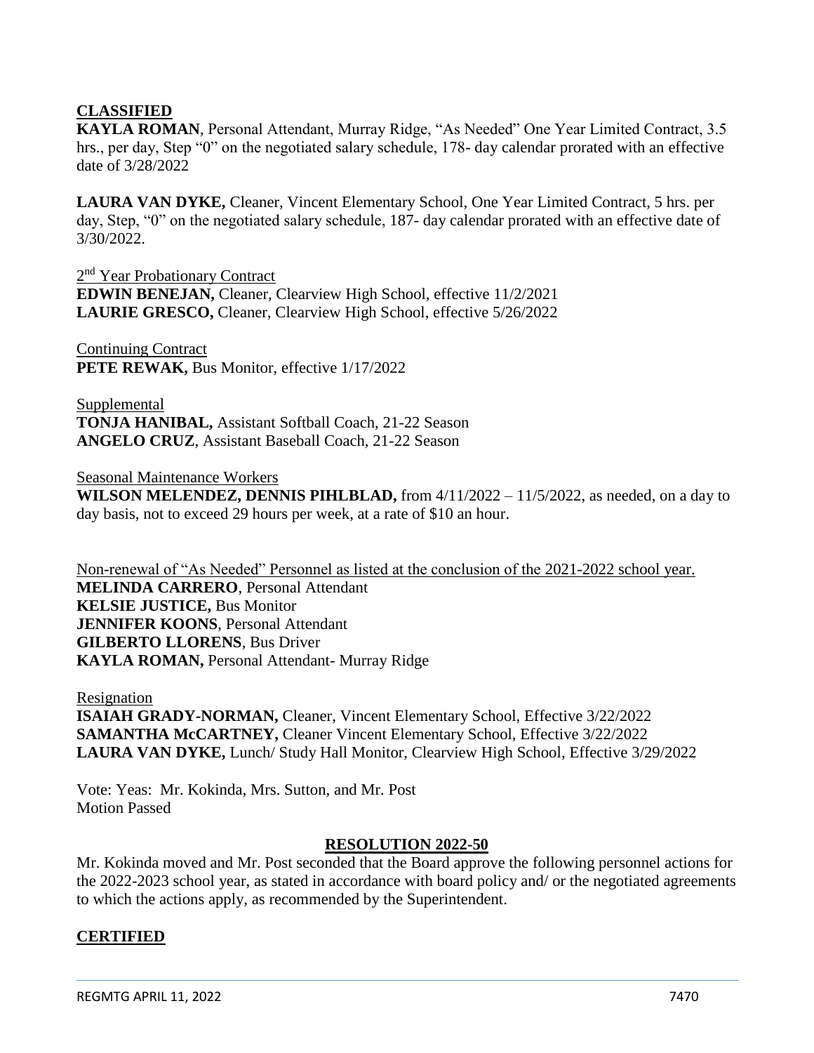## CLASSIFIED

**KAYLA ROMAN**, Personal Attendant, Murray Ridge, "As Needed" One Year Limited Contract, 3.5 hrs., per day, Step "0" on the negotiated salary schedule, 178- day calendar prorated with an effective date of 3/28/2022

**LAURA VAN DYKE,** Cleaner, Vincent Elementary School, One Year Limited Contract, 5 hrs. per day, Step, "0" on the negotiated salary schedule, 187- day calendar prorated with an effective date of 3/30/2022.

2nd Year Probationary Contract
**EDWIN BENEJAN,** Cleaner, Clearview High School, effective 11/2/2021
**LAURIE GRESCO,** Cleaner, Clearview High School, effective 5/26/2022

Continuing Contract
**PETE REWAK,** Bus Monitor, effective 1/17/2022

Supplemental
**TONJA HANIBAL,** Assistant Softball Coach, 21-22 Season
**ANGELO CRUZ**, Assistant Baseball Coach, 21-22 Season

Seasonal Maintenance Workers
**WILSON MELENDEZ, DENNIS PIHLBLAD,** from 4/11/2022 – 11/5/2022, as needed, on a day to day basis, not to exceed 29 hours per week, at a rate of $10 an hour.

Non-renewal of "As Needed" Personnel as listed at the conclusion of the 2021-2022 school year.
**MELINDA CARRERO**, Personal Attendant
**KELSIE JUSTICE,** Bus Monitor
**JENNIFER KOONS**, Personal Attendant
**GILBERTO LLORENS**, Bus Driver
**KAYLA ROMAN,** Personal Attendant- Murray Ridge

Resignation
**ISAIAH GRADY-NORMAN,** Cleaner, Vincent Elementary School, Effective 3/22/2022
**SAMANTHA McCARTNEY,** Cleaner Vincent Elementary School, Effective 3/22/2022
**LAURA VAN DYKE,** Lunch/ Study Hall Monitor, Clearview High School, Effective 3/29/2022

Vote: Yeas: Mr. Kokinda, Mrs. Sutton, and Mr. Post
Motion Passed

## RESOLUTION 2022-50

Mr. Kokinda moved and Mr. Post seconded that the Board approve the following personnel actions for the 2022-2023 school year, as stated in accordance with board policy and/ or the negotiated agreements to which the actions apply, as recommended by the Superintendent.

## CERTIFIED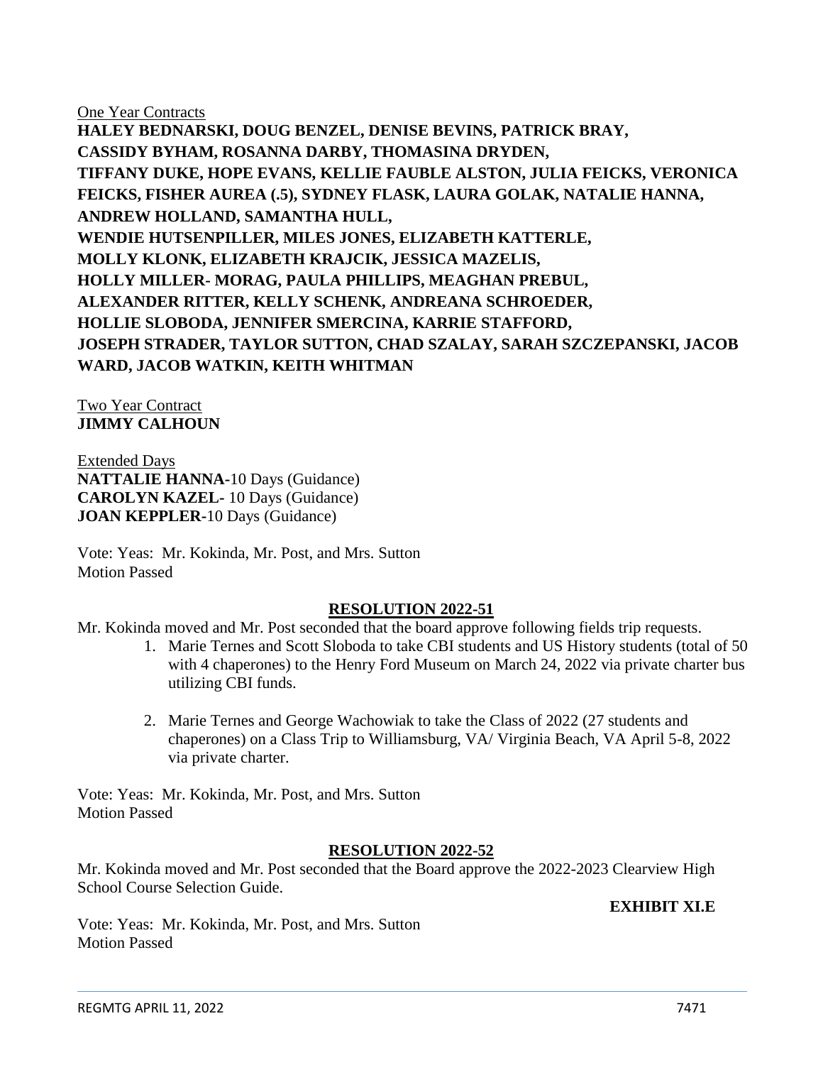One Year Contracts

**HALEY BEDNARSKI, DOUG BENZEL, DENISE BEVINS, PATRICK BRAY, CASSIDY BYHAM, ROSANNA DARBY, THOMASINA DRYDEN, TIFFANY DUKE, HOPE EVANS, KELLIE FAUBLE ALSTON, JULIA FEICKS, VERONICA FEICKS, FISHER AUREA (.5), SYDNEY FLASK, LAURA GOLAK, NATALIE HANNA, ANDREW HOLLAND, SAMANTHA HULL, WENDIE HUTSENPILLER, MILES JONES, ELIZABETH KATTERLE, MOLLY KLONK, ELIZABETH KRAJCIK, JESSICA MAZELIS, HOLLY MILLER- MORAG, PAULA PHILLIPS, MEAGHAN PREBUL, ALEXANDER RITTER, KELLY SCHENK, ANDREANA SCHROEDER, HOLLIE SLOBODA, JENNIFER SMERCINA, KARRIE STAFFORD, JOSEPH STRADER, TAYLOR SUTTON, CHAD SZALAY, SARAH SZCZEPANSKI, JACOB WARD, JACOB WATKIN, KEITH WHITMAN**

Two Year Contract

**JIMMY CALHOUN**

Extended Days

**NATTALIE HANNA**-10 Days (Guidance)
**CAROLYN KAZEL**- 10 Days (Guidance)
**JOAN KEPPLER**-10 Days (Guidance)

Vote: Yeas: Mr. Kokinda, Mr. Post, and Mrs. Sutton
Motion Passed

## RESOLUTION 2022-51

Mr. Kokinda moved and Mr. Post seconded that the board approve following fields trip requests.

1. Marie Ternes and Scott Sloboda to take CBI students and US History students (total of 50 with 4 chaperones) to the Henry Ford Museum on March 24, 2022 via private charter bus utilizing CBI funds.

2. Marie Ternes and George Wachowiak to take the Class of 2022 (27 students and chaperones) on a Class Trip to Williamsburg, VA/ Virginia Beach, VA April 5-8, 2022 via private charter.

Vote: Yeas: Mr. Kokinda, Mr. Post, and Mrs. Sutton
Motion Passed

## RESOLUTION 2022-52

Mr. Kokinda moved and Mr. Post seconded that the Board approve the 2022-2023 Clearview High School Course Selection Guide.

**EXHIBIT XI.E**

Vote: Yeas: Mr. Kokinda, Mr. Post, and Mrs. Sutton
Motion Passed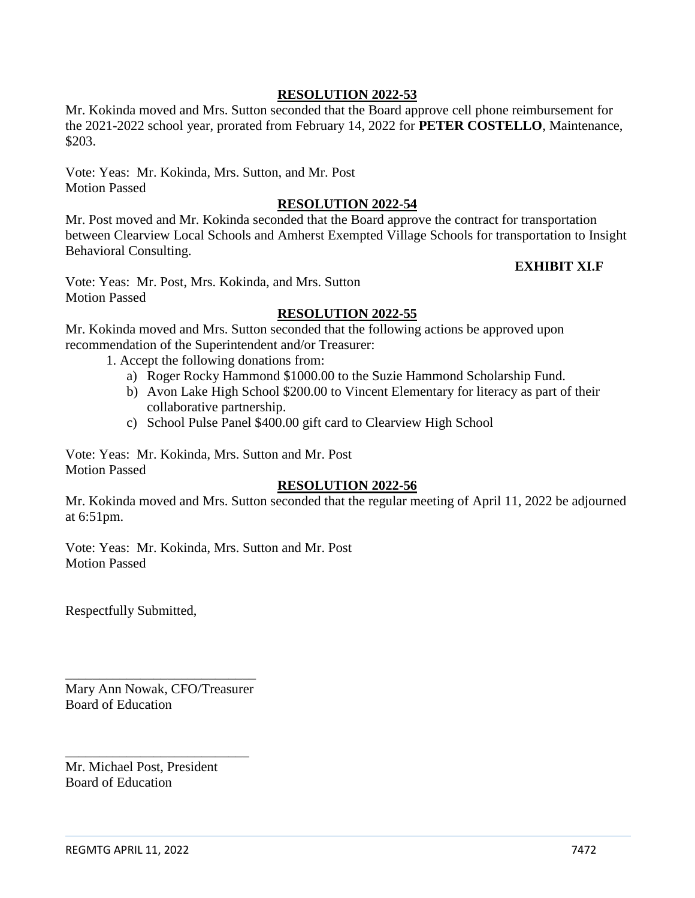**RESOLUTION 2022-53**

Mr. Kokinda moved and Mrs. Sutton seconded that the Board approve cell phone reimbursement for the 2021-2022 school year, prorated from February 14, 2022 for **PETER COSTELLO**, Maintenance, $203.

Vote: Yeas: Mr. Kokinda, Mrs. Sutton, and Mr. Post
Motion Passed

**RESOLUTION 2022-54**

Mr. Post moved and Mr. Kokinda seconded that the Board approve the contract for transportation between Clearview Local Schools and Amherst Exempted Village Schools for transportation to Insight Behavioral Consulting.

**EXHIBIT XI.F**

Vote: Yeas: Mr. Post, Mrs. Kokinda, and Mrs. Sutton
Motion Passed

**RESOLUTION 2022-55**

Mr. Kokinda moved and Mrs. Sutton seconded that the following actions be approved upon recommendation of the Superintendent and/or Treasurer:

1. Accept the following donations from:
   a) Roger Rocky Hammond $1000.00 to the Suzie Hammond Scholarship Fund.
   b) Avon Lake High School $200.00 to Vincent Elementary for literacy as part of their collaborative partnership.
   c) School Pulse Panel $400.00 gift card to Clearview High School

Vote: Yeas: Mr. Kokinda, Mrs. Sutton and Mr. Post
Motion Passed

**RESOLUTION 2022-56**

Mr. Kokinda moved and Mrs. Sutton seconded that the regular meeting of April 11, 2022 be adjourned at 6:51pm.

Vote: Yeas: Mr. Kokinda, Mrs. Sutton and Mr. Post
Motion Passed

Respectfully Submitted,

\_\_\_\_\_\_\_\_\_\_\_\_\_\_\_\_\_\_\_\_\_\_\_\_\_\_\_\_

Mary Ann Nowak, CFO/Treasurer
Board of Education

\_\_\_\_\_\_\_\_\_\_\_\_\_\_\_\_\_\_\_\_\_\_\_\_\_\_\_

Mr. Michael Post, President
Board of Education